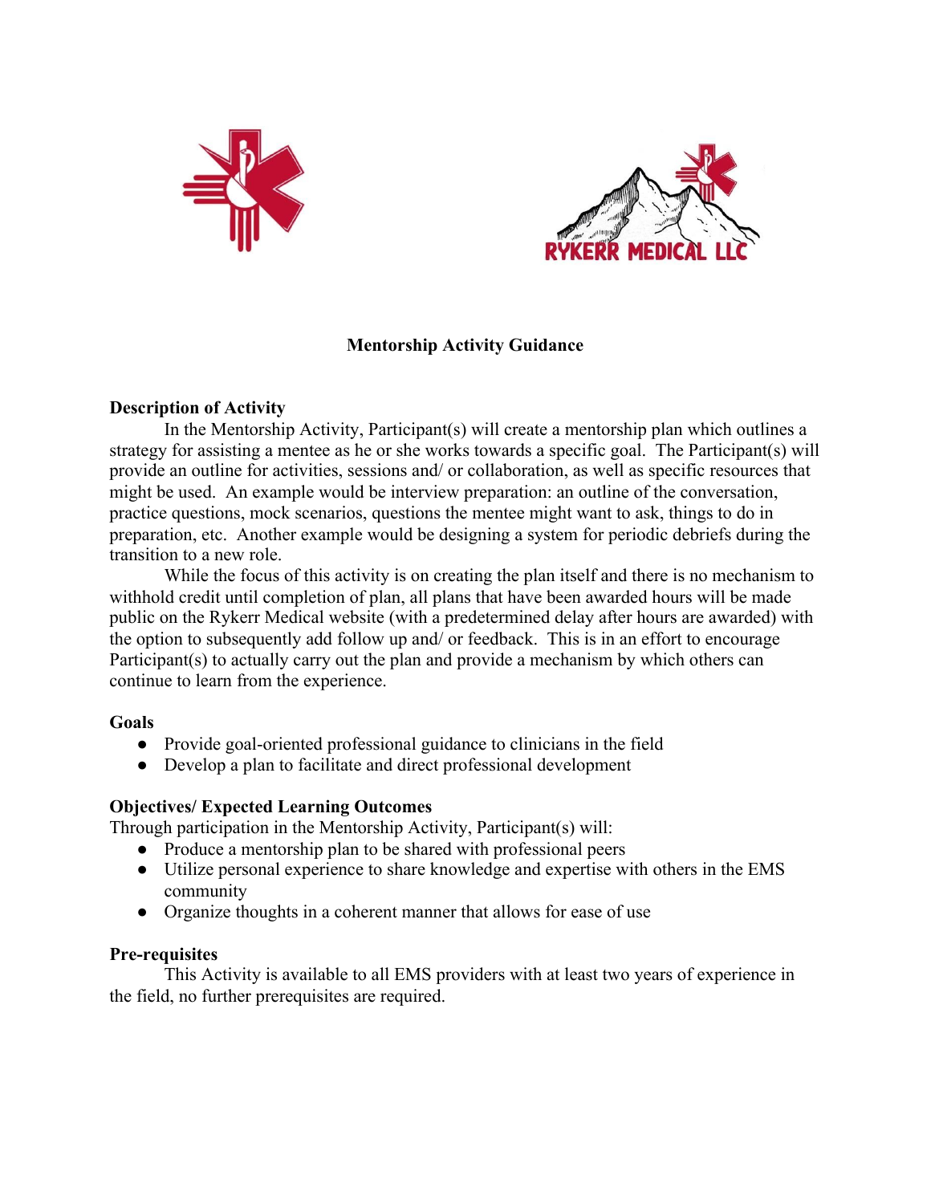RYKERR MEDICAL LLC

**Mentorship Activity Guidance**

**Description of Activity**

In the Mentorship Activity, Participant(s) will create a mentorship plan which outlines a strategy for assisting a mentee as he or she works towards a specific goal. The Participant(s) will provide an outline for activities, sessions and/ or collaboration, as well as specific resources that might be used. An example would be interview preparation: an outline of the conversation, practice questions, mock scenarios, questions the mentee might want to ask, things to do in preparation, etc. Another example would be designing a system for periodic debriefs during the transition to a new role.

While the focus of this activity is on creating the plan itself and there is no mechanism to withhold credit until completion of plan, all plans that have been awarded hours will be made public on the Rykerr Medical website (with a predetermined delay after hours are awarded) with the option to subsequently add follow up and/ or feedback. This is in an effort to encourage Participant(s) to actually carry out the plan and provide a mechanism by which others can continue to learn from the experience.

**Goals**

- Provide goal-oriented professional guidance to clinicians in the field
- Develop a plan to facilitate and direct professional development

**Objectives/ Expected Learning Outcomes**

Through participation in the Mentorship Activity, Participant(s) will:

- Produce a mentorship plan to be shared with professional peers
- Utilize personal experience to share knowledge and expertise with others in the EMS community
- Organize thoughts in a coherent manner that allows for ease of use

**Pre-requisites**

This Activity is available to all EMS providers with at least two years of experience in the field, no further prerequisites are required.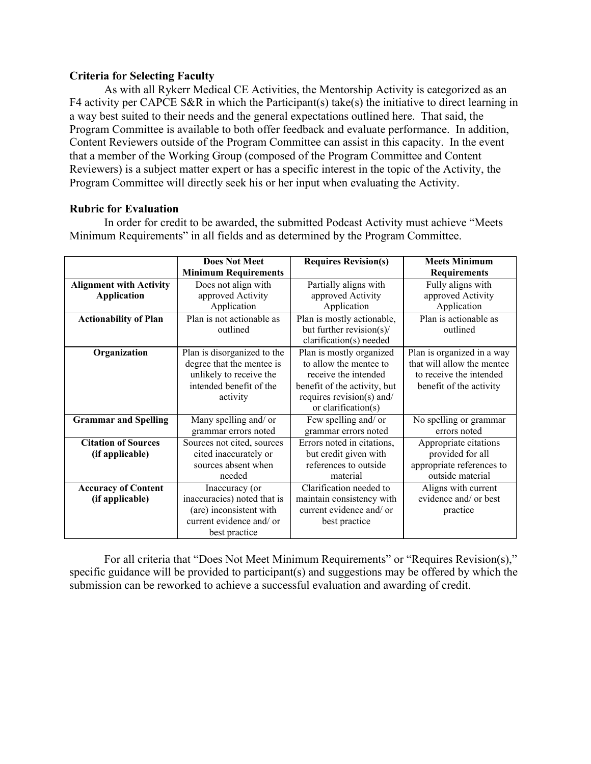**Criteria for Selecting Faculty**

As with all Rykerr Medical CE Activities, the Mentorship Activity is categorized as an F4 activity per CAPCE S&R in which the Participant(s) take(s) the initiative to direct learning in a way best suited to their needs and the general expectations outlined here. That said, the Program Committee is available to both offer feedback and evaluate performance. In addition, Content Reviewers outside of the Program Committee can assist in this capacity. In the event that a member of the Working Group (composed of the Program Committee and Content Reviewers) is a subject matter expert or has a specific interest in the topic of the Activity, the Program Committee will directly seek his or her input when evaluating the Activity.

**Rubric for Evaluation**

In order for credit to be awarded, the submitted Podcast Activity must achieve "Meets Minimum Requirements" in all fields and as determined by the Program Committee.

| | **Does Not Meet Minimum Requirements** | **Requires Revision(s)** | **Meets Minimum Requirements** |
|---|---|---|---|
| **Alignment with Activity Application** | Does not align with approved Activity Application | Partially aligns with approved Activity Application | Fully aligns with approved Activity Application |
| **Actionability of Plan** | Plan is not actionable as outlined | Plan is mostly actionable, but further revision(s)/ clarification(s) needed | Plan is actionable as outlined |
| **Organization** | Plan is disorganized to the degree that the mentee is unlikely to receive the intended benefit of the activity | Plan is mostly organized to allow the mentee to receive the intended benefit of the activity, but requires revision(s) and/ or clarification(s) | Plan is organized in a way that will allow the mentee to receive the intended benefit of the activity |
| **Grammar and Spelling** | Many spelling and/ or grammar errors noted | Few spelling and/ or grammar errors noted | No spelling or grammar errors noted |
| **Citation of Sources (if applicable)** | Sources not cited, sources cited inaccurately or sources absent when needed | Errors noted in citations, but credit given with references to outside material | Appropriate citations provided for all appropriate references to outside material |
| **Accuracy of Content (if applicable)** | Inaccuracy (or inaccuracies) noted that is (are) inconsistent with current evidence and/ or best practice | Clarification needed to maintain consistency with current evidence and/ or best practice | Aligns with current evidence and/ or best practice |

For all criteria that "Does Not Meet Minimum Requirements" or "Requires Revision(s)," specific guidance will be provided to participant(s) and suggestions may be offered by which the submission can be reworked to achieve a successful evaluation and awarding of credit.